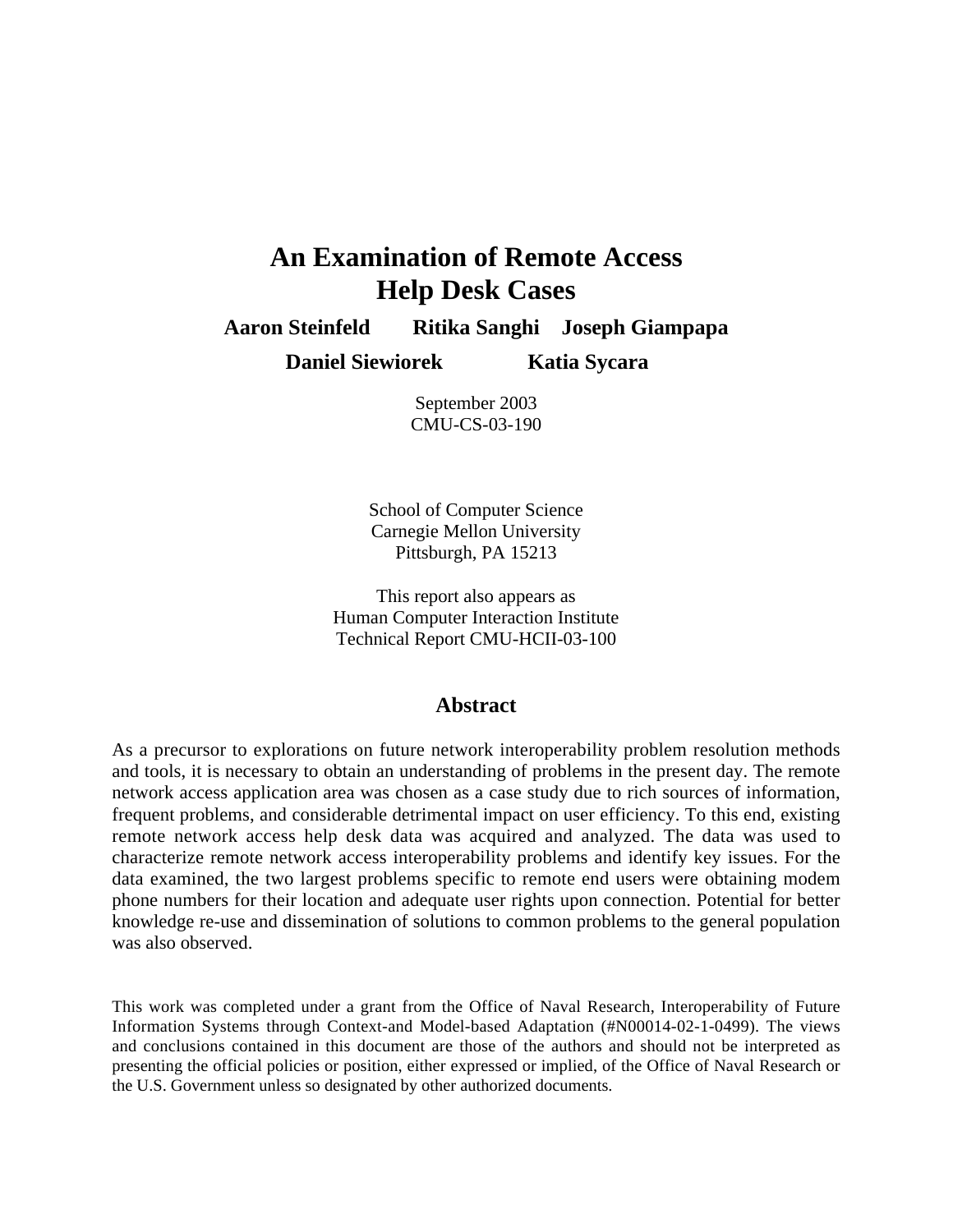# An Examination of Remote Access Help Desk Cases

**Aaron Steinfeld  Ritika Sanghi  Joseph Giampapa**

**Daniel Siewiorek  Katia Sycara**

September 2003
CMU-CS-03-190

School of Computer Science
Carnegie Mellon University
Pittsburgh, PA 15213

This report also appears as
Human Computer Interaction Institute
Technical Report CMU-HCII-03-100

## Abstract

As a precursor to explorations on future network interoperability problem resolution methods and tools, it is necessary to obtain an understanding of problems in the present day. The remote network access application area was chosen as a case study due to rich sources of information, frequent problems, and considerable detrimental impact on user efficiency. To this end, existing remote network access help desk data was acquired and analyzed. The data was used to characterize remote network access interoperability problems and identify key issues. For the data examined, the two largest problems specific to remote end users were obtaining modem phone numbers for their location and adequate user rights upon connection. Potential for better knowledge re-use and dissemination of solutions to common problems to the general population was also observed.

This work was completed under a grant from the Office of Naval Research, Interoperability of Future Information Systems through Context-and Model-based Adaptation (#N00014-02-1-0499). The views and conclusions contained in this document are those of the authors and should not be interpreted as presenting the official policies or position, either expressed or implied, of the Office of Naval Research or the U.S. Government unless so designated by other authorized documents.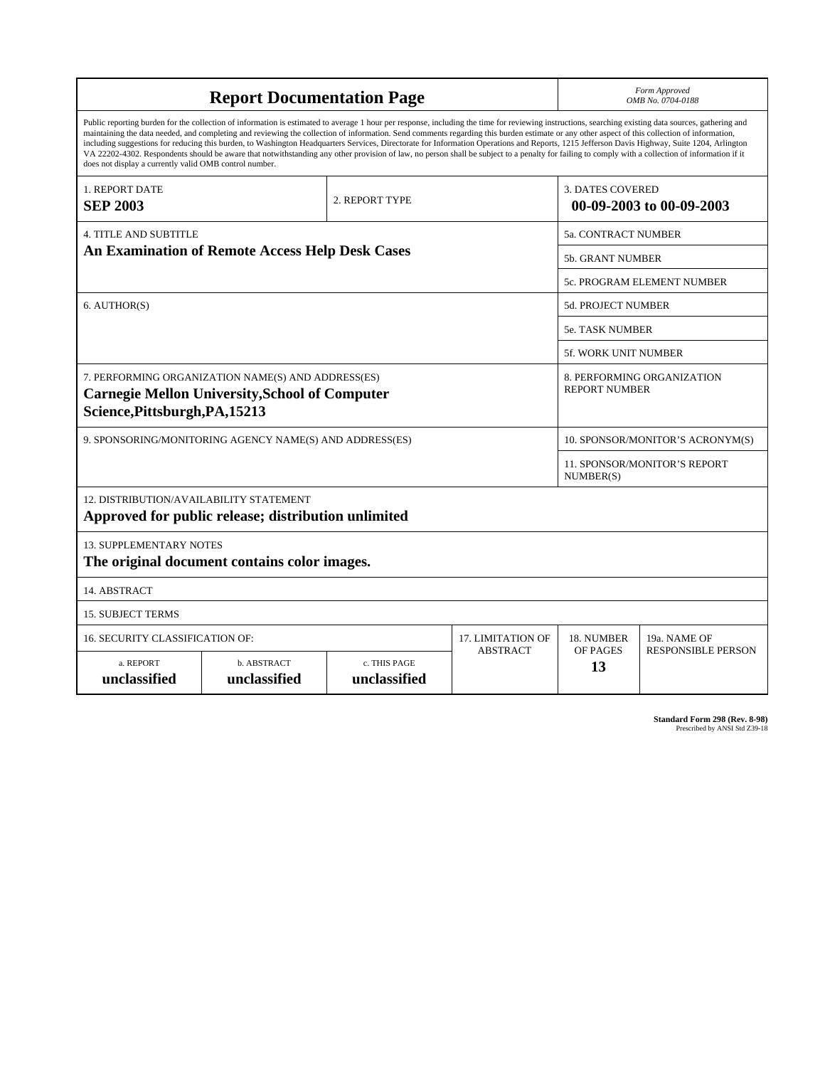# Report Documentation Page

*Form Approved*
*OMB No. 0704-0188*

Public reporting burden for the collection of information is estimated to average 1 hour per response, including the time for reviewing instructions, searching existing data sources, gathering and maintaining the data needed, and completing and reviewing the collection of information. Send comments regarding this burden estimate or any other aspect of this collection of information, including suggestions for reducing this burden, to Washington Headquarters Services, Directorate for Information Operations and Reports, 1215 Jefferson Davis Highway, Suite 1204, Arlington VA 22202-4302. Respondents should be aware that notwithstanding any other provision of law, no person shall be subject to a penalty for failing to comply with a collection of information if it does not display a currently valid OMB control number.

| 1. REPORT DATE | 2. REPORT TYPE | 3. DATES COVERED |
|---|---|---|
| **SEP 2003** | | **00-09-2003 to 00-09-2003** |

| 4. TITLE AND SUBTITLE | |
|---|---|
| **An Examination of Remote Access Help Desk Cases** | 5a. CONTRACT NUMBER |
| | 5b. GRANT NUMBER |
| | 5c. PROGRAM ELEMENT NUMBER |
| 6. AUTHOR(S) | 5d. PROJECT NUMBER |
| | 5e. TASK NUMBER |
| | 5f. WORK UNIT NUMBER |
| 7. PERFORMING ORGANIZATION NAME(S) AND ADDRESS(ES) **Carnegie Mellon University,School of Computer Science,Pittsburgh,PA,15213** | 8. PERFORMING ORGANIZATION REPORT NUMBER |
| 9. SPONSORING/MONITORING AGENCY NAME(S) AND ADDRESS(ES) | 10. SPONSOR/MONITOR'S ACRONYM(S) |
| | 11. SPONSOR/MONITOR'S REPORT NUMBER(S) |

12. DISTRIBUTION/AVAILABILITY STATEMENT
**Approved for public release; distribution unlimited**

13. SUPPLEMENTARY NOTES
**The original document contains color images.**

14. ABSTRACT

15. SUBJECT TERMS

| 16. SECURITY CLASSIFICATION OF: | | | 17. LIMITATION OF ABSTRACT | 18. NUMBER OF PAGES | 19a. NAME OF RESPONSIBLE PERSON |
|---|---|---|---|---|---|
| a. REPORT | b. ABSTRACT | c. THIS PAGE | | | |
| **unclassified** | **unclassified** | **unclassified** | | **13** | |

**Standard Form 298 (Rev. 8-98)**
Prescribed by ANSI Std Z39-18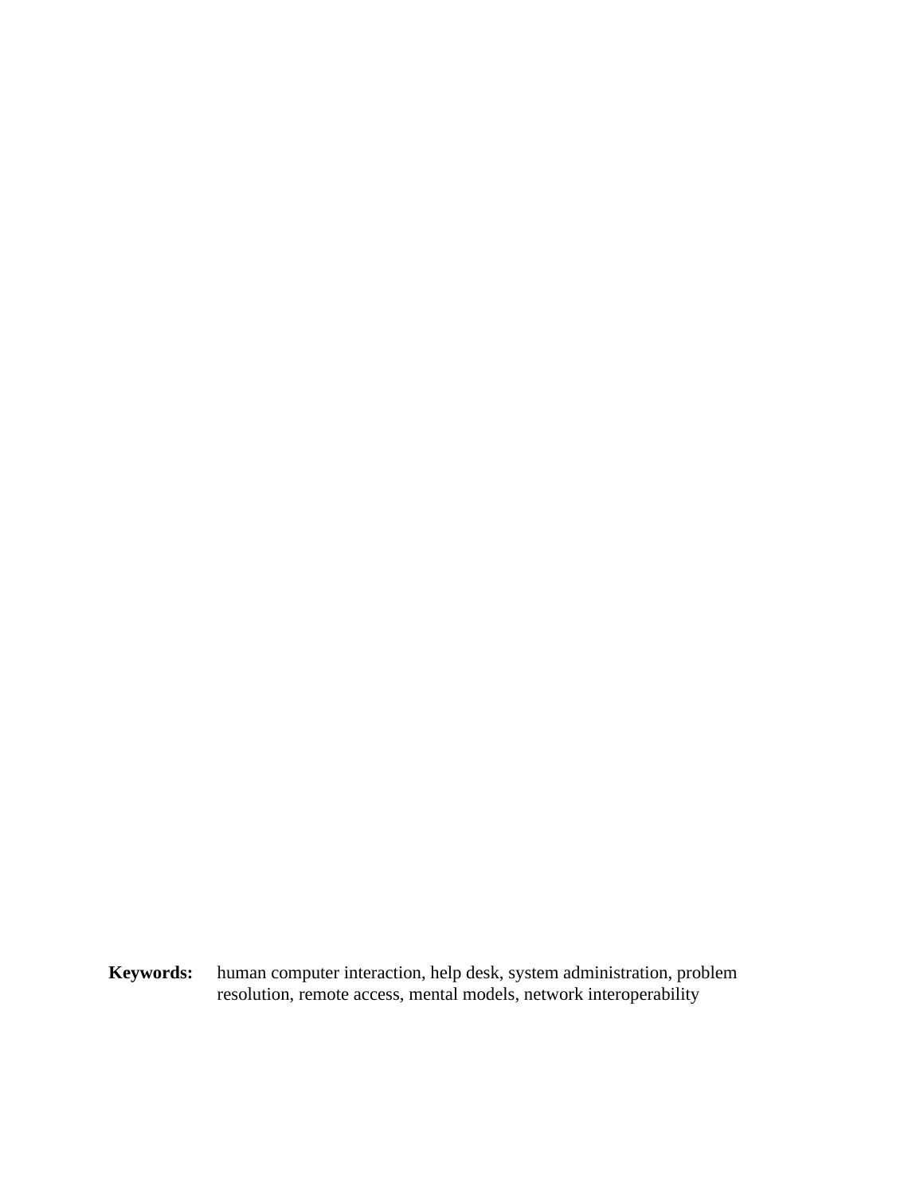**Keywords:** human computer interaction, help desk, system administration, problem resolution, remote access, mental models, network interoperability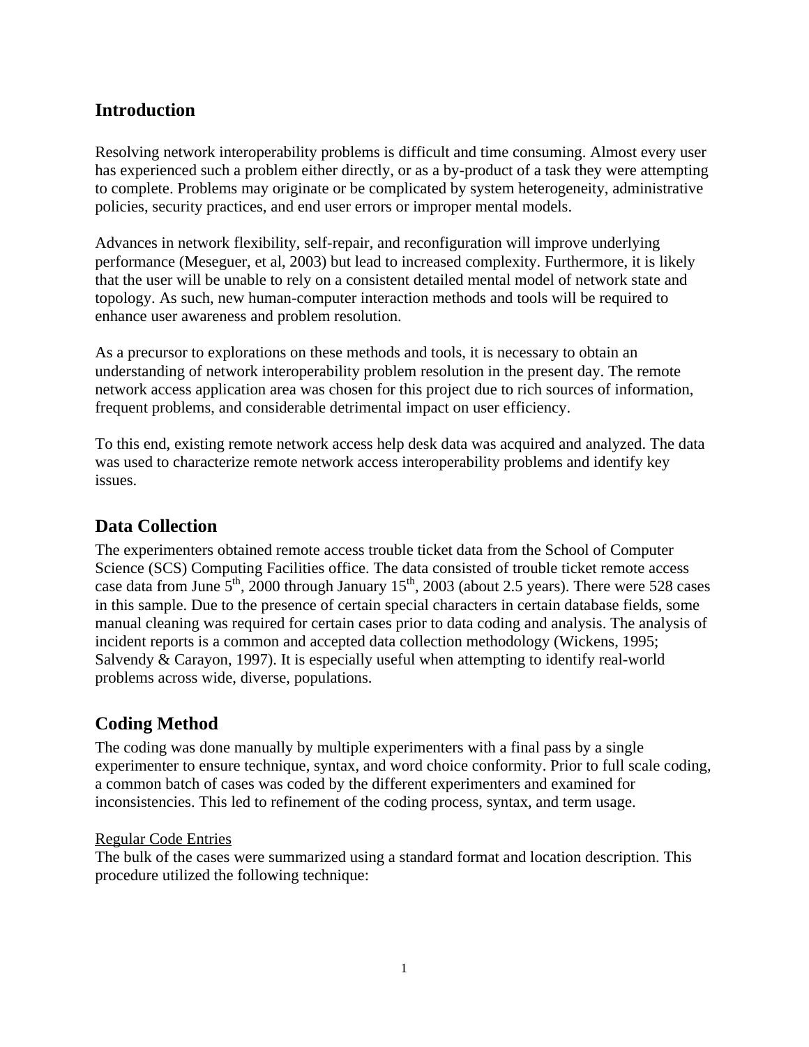## Introduction

Resolving network interoperability problems is difficult and time consuming. Almost every user has experienced such a problem either directly, or as a by-product of a task they were attempting to complete. Problems may originate or be complicated by system heterogeneity, administrative policies, security practices, and end user errors or improper mental models.

Advances in network flexibility, self-repair, and reconfiguration will improve underlying performance (Meseguer, et al, 2003) but lead to increased complexity. Furthermore, it is likely that the user will be unable to rely on a consistent detailed mental model of network state and topology. As such, new human-computer interaction methods and tools will be required to enhance user awareness and problem resolution.

As a precursor to explorations on these methods and tools, it is necessary to obtain an understanding of network interoperability problem resolution in the present day. The remote network access application area was chosen for this project due to rich sources of information, frequent problems, and considerable detrimental impact on user efficiency.

To this end, existing remote network access help desk data was acquired and analyzed. The data was used to characterize remote network access interoperability problems and identify key issues.

## Data Collection

The experimenters obtained remote access trouble ticket data from the School of Computer Science (SCS) Computing Facilities office. The data consisted of trouble ticket remote access case data from June 5th, 2000 through January 15th, 2003 (about 2.5 years). There were 528 cases in this sample. Due to the presence of certain special characters in certain database fields, some manual cleaning was required for certain cases prior to data coding and analysis. The analysis of incident reports is a common and accepted data collection methodology (Wickens, 1995; Salvendy & Carayon, 1997). It is especially useful when attempting to identify real-world problems across wide, diverse, populations.

## Coding Method

The coding was done manually by multiple experimenters with a final pass by a single experimenter to ensure technique, syntax, and word choice conformity. Prior to full scale coding, a common batch of cases was coded by the different experimenters and examined for inconsistencies. This led to refinement of the coding process, syntax, and term usage.

Regular Code Entries

The bulk of the cases were summarized using a standard format and location description. This procedure utilized the following technique: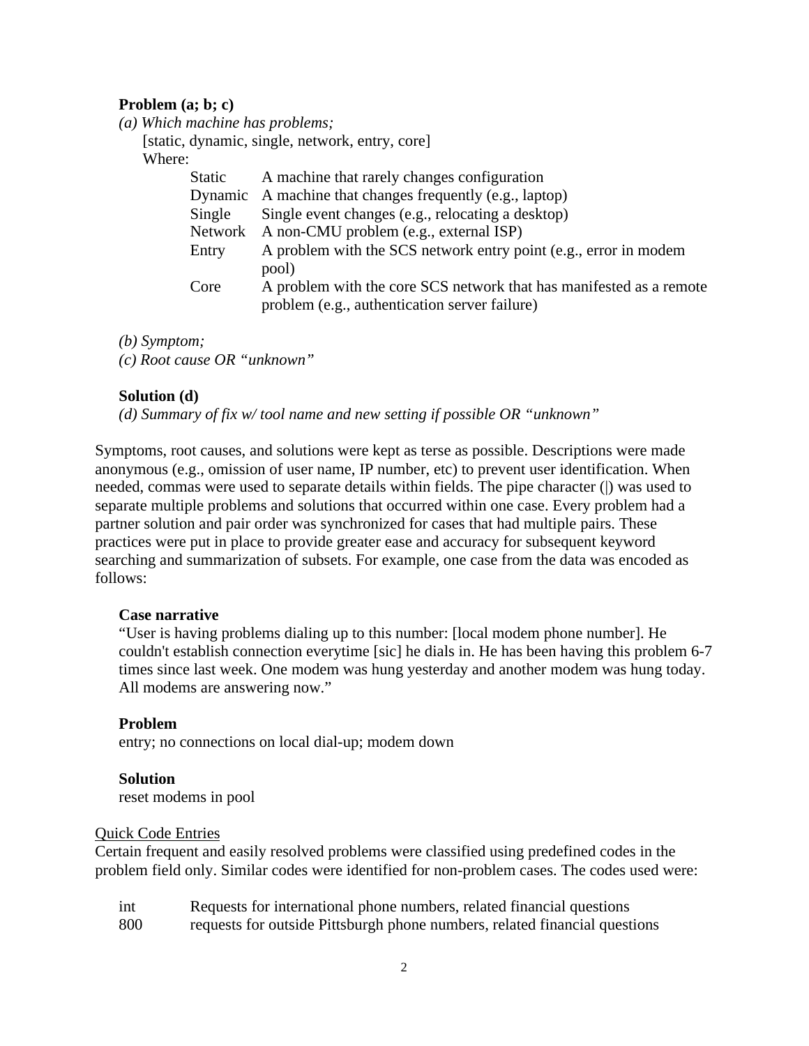**Problem (a; b; c)**

*(a) Which machine has problems;*

[static, dynamic, single, network, entry, core]

Where:

| | |
|---|---|
| Static | A machine that rarely changes configuration |
| Dynamic | A machine that changes frequently (e.g., laptop) |
| Single | Single event changes (e.g., relocating a desktop) |
| Network | A non-CMU problem (e.g., external ISP) |
| Entry | A problem with the SCS network entry point (e.g., error in modem pool) |
| Core | A problem with the core SCS network that has manifested as a remote problem (e.g., authentication server failure) |

*(b) Symptom;*

*(c) Root cause OR "unknown"*

**Solution (d)**

*(d) Summary of fix w/ tool name and new setting if possible OR "unknown"*

Symptoms, root causes, and solutions were kept as terse as possible. Descriptions were made anonymous (e.g., omission of user name, IP number, etc) to prevent user identification. When needed, commas were used to separate details within fields. The pipe character (|) was used to separate multiple problems and solutions that occurred within one case. Every problem had a partner solution and pair order was synchronized for cases that had multiple pairs. These practices were put in place to provide greater ease and accuracy for subsequent keyword searching and summarization of subsets. For example, one case from the data was encoded as follows:

**Case narrative**

"User is having problems dialing up to this number: [local modem phone number]. He couldn't establish connection everytime [sic] he dials in. He has been having this problem 6-7 times since last week. One modem was hung yesterday and another modem was hung today. All modems are answering now."

**Problem**

entry; no connections on local dial-up; modem down

**Solution**

reset modems in pool

Quick Code Entries

Certain frequent and easily resolved problems were classified using predefined codes in the problem field only. Similar codes were identified for non-problem cases. The codes used were:

| | |
|---|---|
| int | Requests for international phone numbers, related financial questions |
| 800 | requests for outside Pittsburgh phone numbers, related financial questions |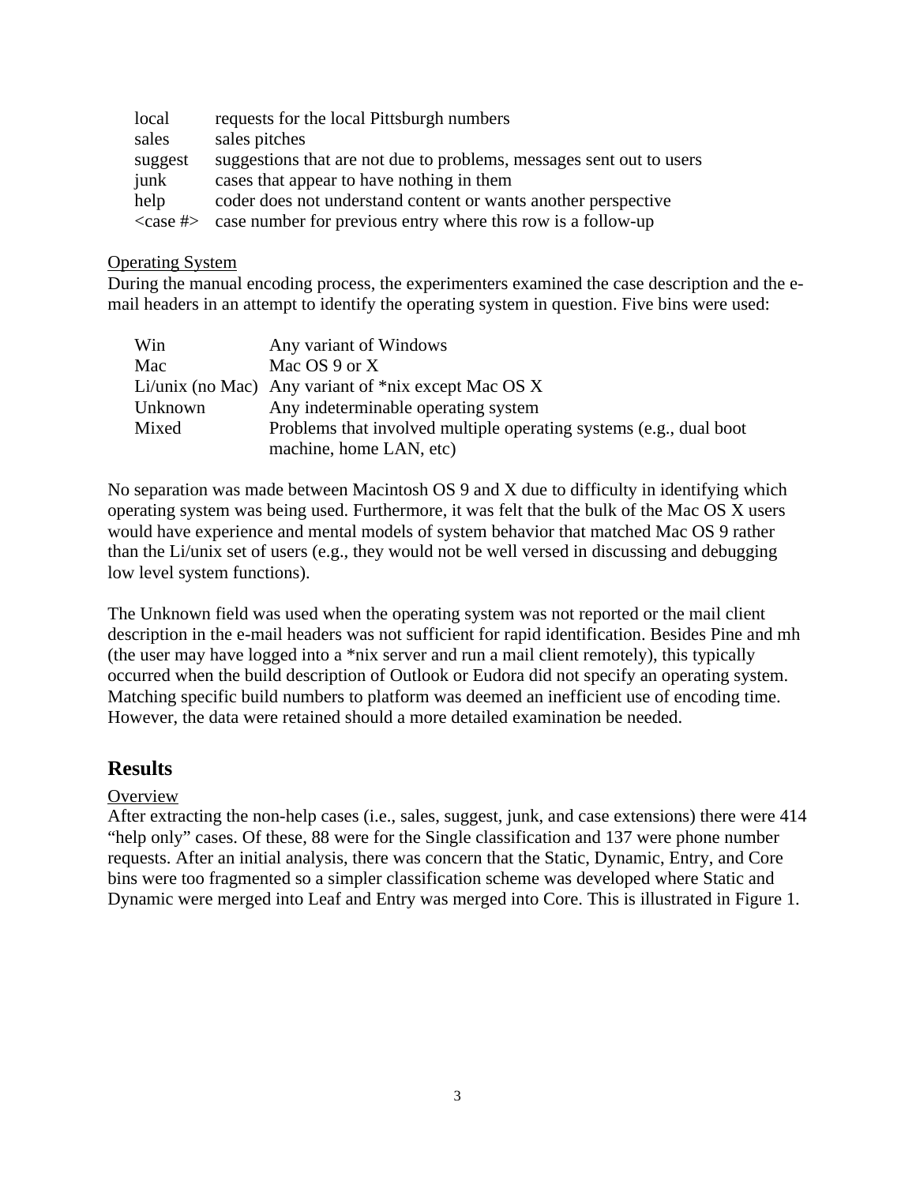| | |
|---|---|
| local | requests for the local Pittsburgh numbers |
| sales | sales pitches |
| suggest | suggestions that are not due to problems, messages sent out to users |
| junk | cases that appear to have nothing in them |
| help | coder does not understand content or wants another perspective |
| <case #> | case number for previous entry where this row is a follow-up |

<u>Operating System</u>

During the manual encoding process, the experimenters examined the case description and the e-mail headers in an attempt to identify the operating system in question. Five bins were used:

| | |
|---|---|
| Win | Any variant of Windows |
| Mac | Mac OS 9 or X |
| Li/unix (no Mac) | Any variant of *nix except Mac OS X |
| Unknown | Any indeterminable operating system |
| Mixed | Problems that involved multiple operating systems (e.g., dual boot machine, home LAN, etc) |

No separation was made between Macintosh OS 9 and X due to difficulty in identifying which operating system was being used. Furthermore, it was felt that the bulk of the Mac OS X users would have experience and mental models of system behavior that matched Mac OS 9 rather than the Li/unix set of users (e.g., they would not be well versed in discussing and debugging low level system functions).

The Unknown field was used when the operating system was not reported or the mail client description in the e-mail headers was not sufficient for rapid identification. Besides Pine and mh (the user may have logged into a *nix server and run a mail client remotely), this typically occurred when the build description of Outlook or Eudora did not specify an operating system. Matching specific build numbers to platform was deemed an inefficient use of encoding time. However, the data were retained should a more detailed examination be needed.

## Results

<u>Overview</u>

After extracting the non-help cases (i.e., sales, suggest, junk, and case extensions) there were 414 "help only" cases. Of these, 88 were for the Single classification and 137 were phone number requests. After an initial analysis, there was concern that the Static, Dynamic, Entry, and Core bins were too fragmented so a simpler classification scheme was developed where Static and Dynamic were merged into Leaf and Entry was merged into Core. This is illustrated in Figure 1.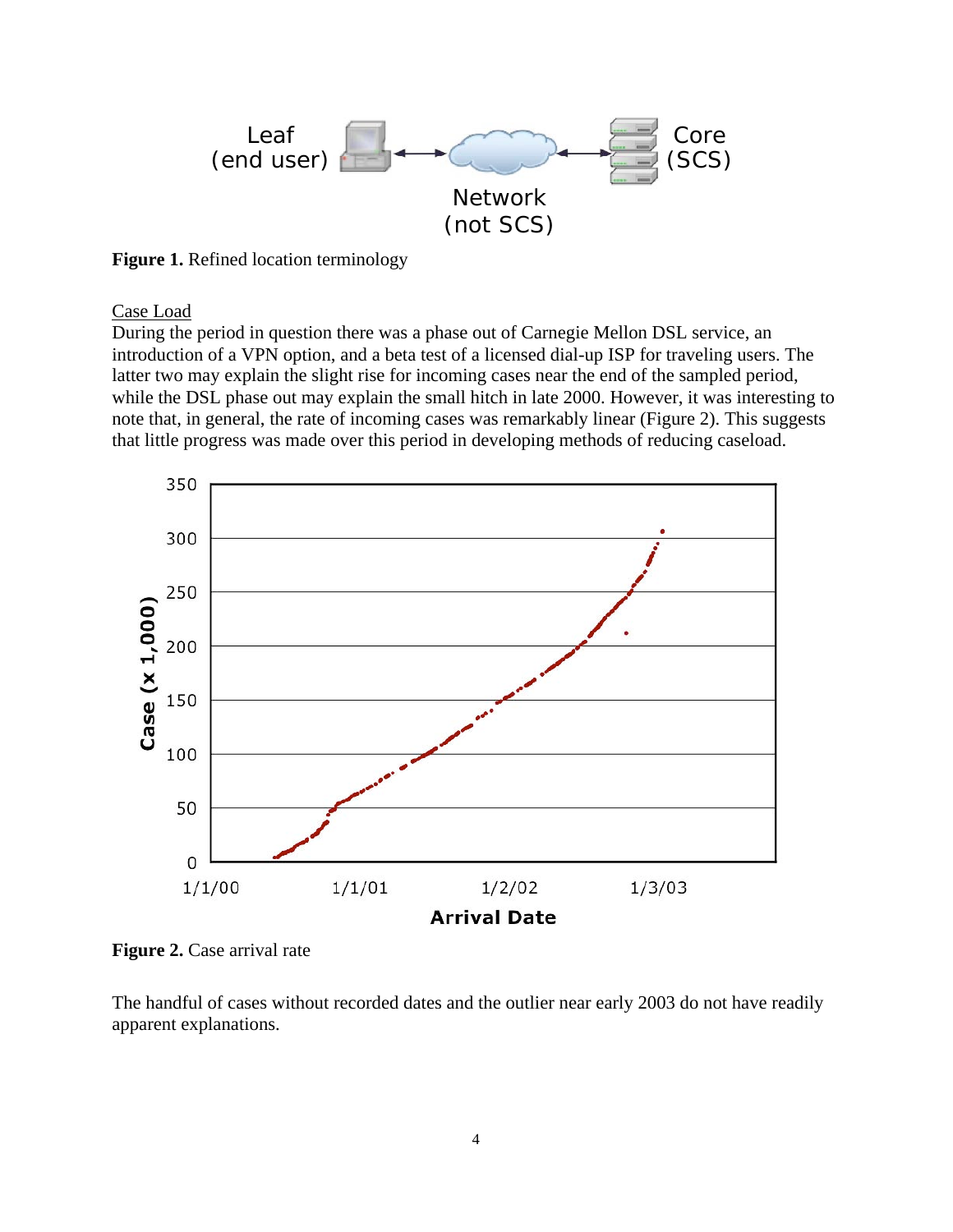**Figure 1.** Refined location terminology

Case Load

During the period in question there was a phase out of Carnegie Mellon DSL service, an introduction of a VPN option, and a beta test of a licensed dial-up ISP for traveling users. The latter two may explain the slight rise for incoming cases near the end of the sampled period, while the DSL phase out may explain the small hitch in late 2000. However, it was interesting to note that, in general, the rate of incoming cases was remarkably linear (Figure 2). This suggests that little progress was made over this period in developing methods of reducing caseload.

**Figure 2.** Case arrival rate

The handful of cases without recorded dates and the outlier near early 2003 do not have readily apparent explanations.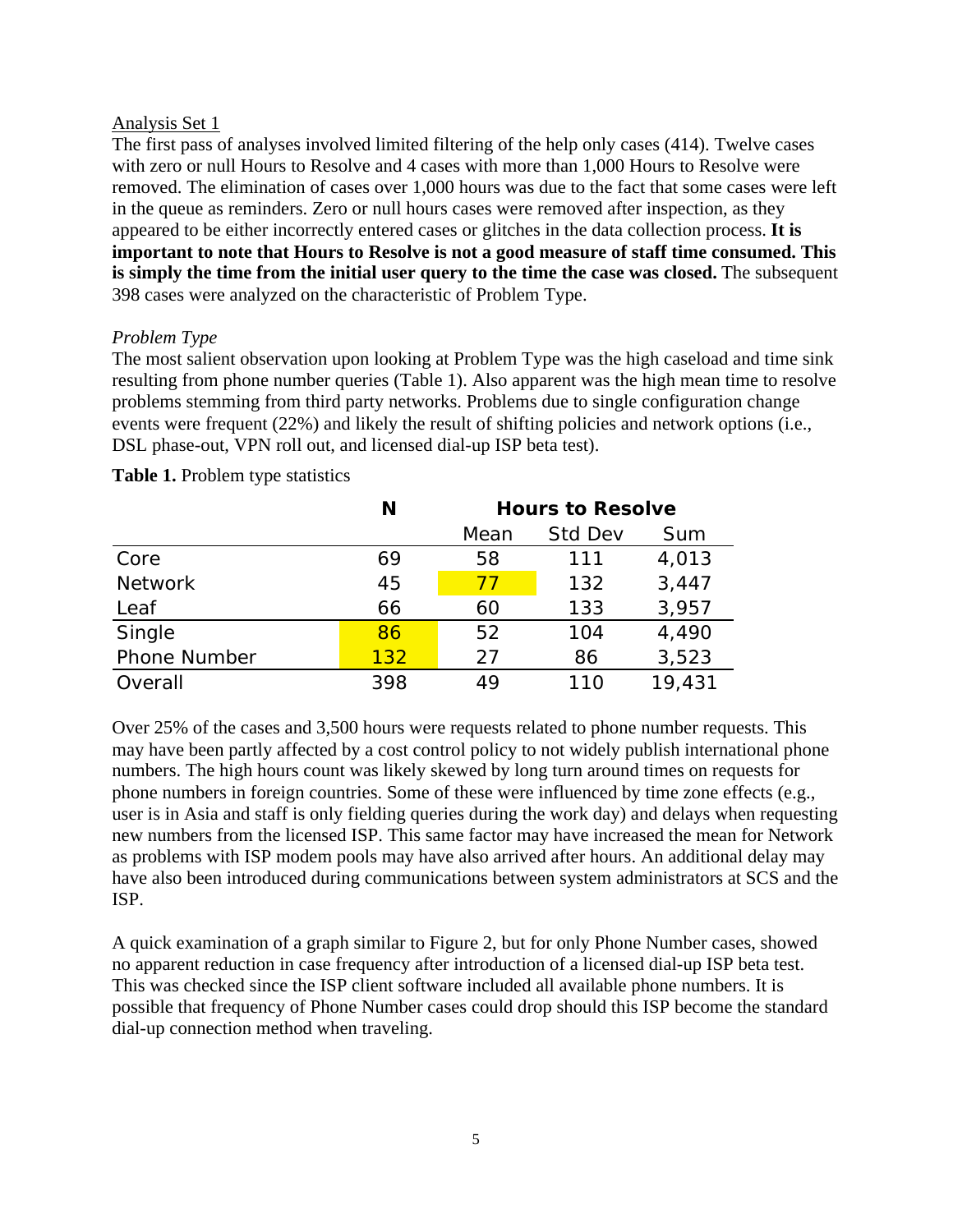Analysis Set 1

The first pass of analyses involved limited filtering of the help only cases (414). Twelve cases with zero or null Hours to Resolve and 4 cases with more than 1,000 Hours to Resolve were removed. The elimination of cases over 1,000 hours was due to the fact that some cases were left in the queue as reminders. Zero or null hours cases were removed after inspection, as they appeared to be either incorrectly entered cases or glitches in the data collection process. **It is important to note that Hours to Resolve is not a good measure of staff time consumed. This is simply the time from the initial user query to the time the case was closed.** The subsequent 398 cases were analyzed on the characteristic of Problem Type.

*Problem Type*

The most salient observation upon looking at Problem Type was the high caseload and time sink resulting from phone number queries (Table 1). Also apparent was the high mean time to resolve problems stemming from third party networks. Problems due to single configuration change events were frequent (22%) and likely the result of shifting policies and network options (i.e., DSL phase-out, VPN roll out, and licensed dial-up ISP beta test).

**Table 1.** Problem type statistics

| | N | Hours to Resolve | | |
|---|---|---|---|---|
| | | Mean | Std Dev | Sum |
| Core | 69 | 58 | 111 | 4,013 |
| Network | 45 | 77 | 132 | 3,447 |
| Leaf | 66 | 60 | 133 | 3,957 |
| Single | 86 | 52 | 104 | 4,490 |
| Phone Number | 132 | 27 | 86 | 3,523 |
| Overall | 398 | 49 | 110 | 19,431 |

Over 25% of the cases and 3,500 hours were requests related to phone number requests. This may have been partly affected by a cost control policy to not widely publish international phone numbers. The high hours count was likely skewed by long turn around times on requests for phone numbers in foreign countries. Some of these were influenced by time zone effects (e.g., user is in Asia and staff is only fielding queries during the work day) and delays when requesting new numbers from the licensed ISP. This same factor may have increased the mean for Network as problems with ISP modem pools may have also arrived after hours. An additional delay may have also been introduced during communications between system administrators at SCS and the ISP.

A quick examination of a graph similar to Figure 2, but for only Phone Number cases, showed no apparent reduction in case frequency after introduction of a licensed dial-up ISP beta test. This was checked since the ISP client software included all available phone numbers. It is possible that frequency of Phone Number cases could drop should this ISP become the standard dial-up connection method when traveling.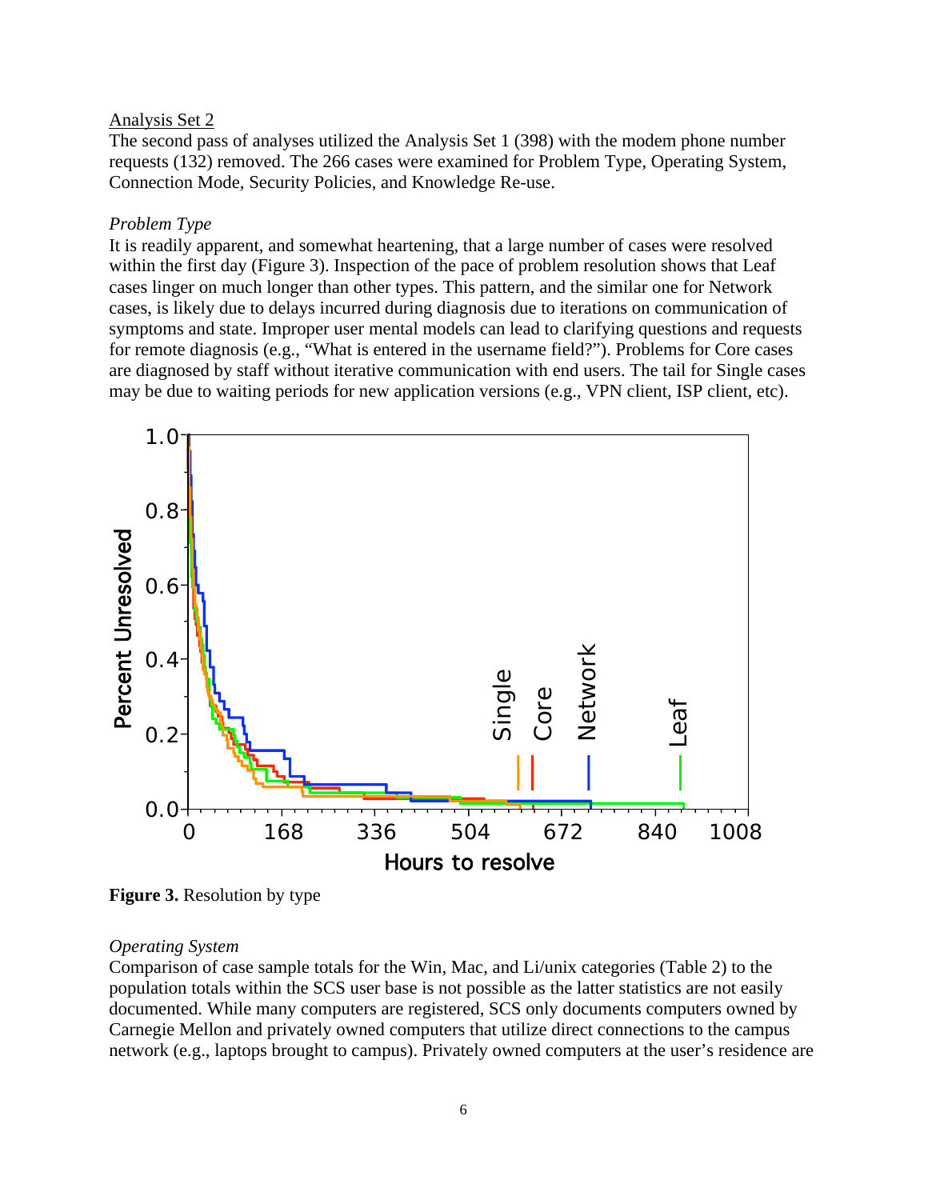Analysis Set 2

The second pass of analyses utilized the Analysis Set 1 (398) with the modem phone number requests (132) removed. The 266 cases were examined for Problem Type, Operating System, Connection Mode, Security Policies, and Knowledge Re-use.

*Problem Type*

It is readily apparent, and somewhat heartening, that a large number of cases were resolved within the first day (Figure 3). Inspection of the pace of problem resolution shows that Leaf cases linger on much longer than other types. This pattern, and the similar one for Network cases, is likely due to delays incurred during diagnosis due to iterations on communication of symptoms and state. Improper user mental models can lead to clarifying questions and requests for remote diagnosis (e.g., "What is entered in the username field?"). Problems for Core cases are diagnosed by staff without iterative communication with end users. The tail for Single cases may be due to waiting periods for new application versions (e.g., VPN client, ISP client, etc).

**Figure 3.** Resolution by type

*Operating System*

Comparison of case sample totals for the Win, Mac, and Li/unix categories (Table 2) to the population totals within the SCS user base is not possible as the latter statistics are not easily documented. While many computers are registered, SCS only documents computers owned by Carnegie Mellon and privately owned computers that utilize direct connections to the campus network (e.g., laptops brought to campus). Privately owned computers at the user's residence are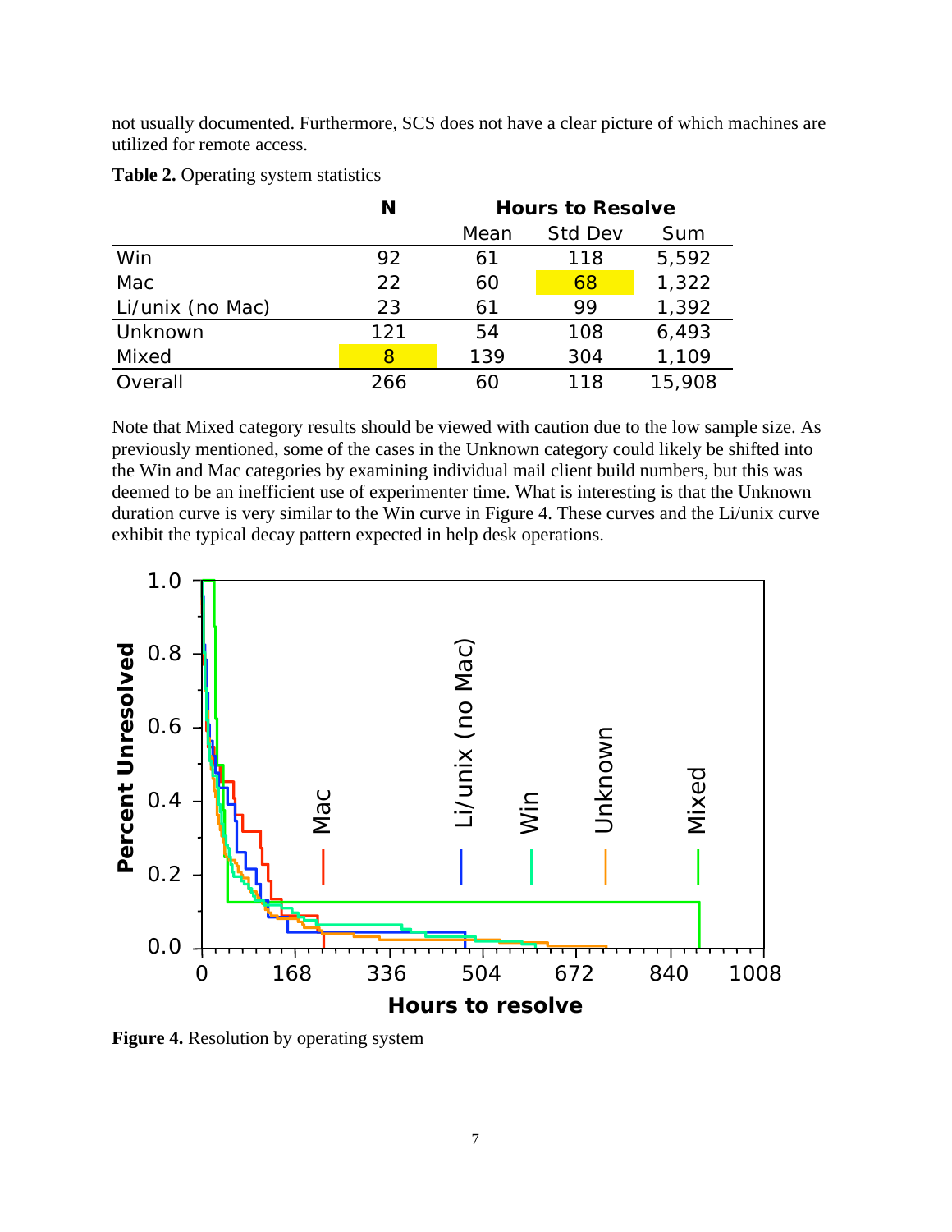not usually documented. Furthermore, SCS does not have a clear picture of which machines are utilized for remote access.

**Table 2.** Operating system statistics

| | N | Hours to Resolve | | |
|---|---|---|---|---|
| | | Mean | Std Dev | Sum |
| Win | 92 | 61 | 118 | 5,592 |
| Mac | 22 | 60 | 68 | 1,322 |
| Li/unix (no Mac) | 23 | 61 | 99 | 1,392 |
| Unknown | 121 | 54 | 108 | 6,493 |
| Mixed | 8 | 139 | 304 | 1,109 |
| Overall | 266 | 60 | 118 | 15,908 |

Note that Mixed category results should be viewed with caution due to the low sample size. As previously mentioned, some of the cases in the Unknown category could likely be shifted into the Win and Mac categories by examining individual mail client build numbers, but this was deemed to be an inefficient use of experimenter time. What is interesting is that the Unknown duration curve is very similar to the Win curve in Figure 4. These curves and the Li/unix curve exhibit the typical decay pattern expected in help desk operations.

**Figure 4.** Resolution by operating system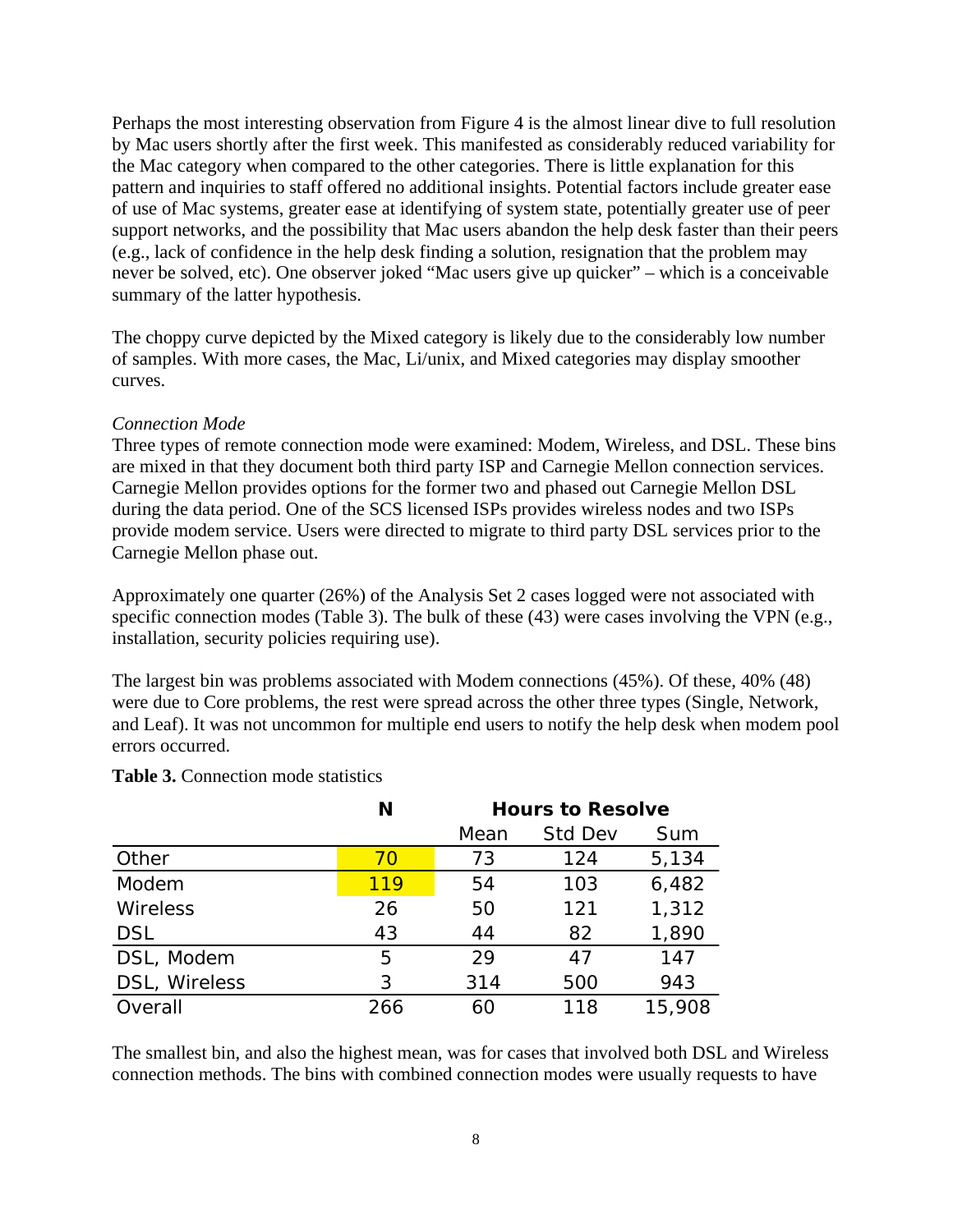Perhaps the most interesting observation from Figure 4 is the almost linear dive to full resolution by Mac users shortly after the first week. This manifested as considerably reduced variability for the Mac category when compared to the other categories. There is little explanation for this pattern and inquiries to staff offered no additional insights. Potential factors include greater ease of use of Mac systems, greater ease at identifying of system state, potentially greater use of peer support networks, and the possibility that Mac users abandon the help desk faster than their peers (e.g., lack of confidence in the help desk finding a solution, resignation that the problem may never be solved, etc). One observer joked "Mac users give up quicker" – which is a conceivable summary of the latter hypothesis.

The choppy curve depicted by the Mixed category is likely due to the considerably low number of samples. With more cases, the Mac, Li/unix, and Mixed categories may display smoother curves.

*Connection Mode*

Three types of remote connection mode were examined: Modem, Wireless, and DSL. These bins are mixed in that they document both third party ISP and Carnegie Mellon connection services. Carnegie Mellon provides options for the former two and phased out Carnegie Mellon DSL during the data period. One of the SCS licensed ISPs provides wireless nodes and two ISPs provide modem service. Users were directed to migrate to third party DSL services prior to the Carnegie Mellon phase out.

Approximately one quarter (26%) of the Analysis Set 2 cases logged were not associated with specific connection modes (Table 3). The bulk of these (43) were cases involving the VPN (e.g., installation, security policies requiring use).

The largest bin was problems associated with Modem connections (45%). Of these, 40% (48) were due to Core problems, the rest were spread across the other three types (Single, Network, and Leaf). It was not uncommon for multiple end users to notify the help desk when modem pool errors occurred.

**Table 3.** Connection mode statistics

| | N | Hours to Resolve | | |
|---|---|---|---|---|
| | | Mean | Std Dev | Sum |
| Other | 70 | 73 | 124 | 5,134 |
| Modem | 119 | 54 | 103 | 6,482 |
| Wireless | 26 | 50 | 121 | 1,312 |
| DSL | 43 | 44 | 82 | 1,890 |
| DSL, Modem | 5 | 29 | 47 | 147 |
| DSL, Wireless | 3 | 314 | 500 | 943 |
| Overall | 266 | 60 | 118 | 15,908 |

The smallest bin, and also the highest mean, was for cases that involved both DSL and Wireless connection methods. The bins with combined connection modes were usually requests to have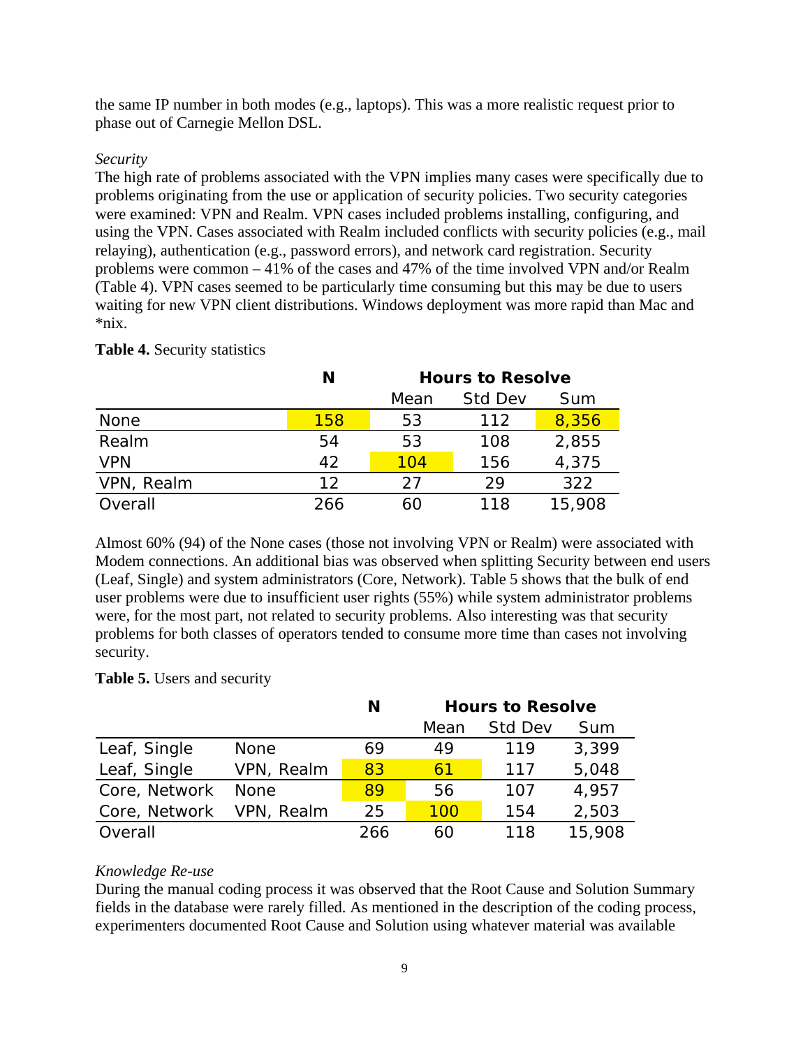the same IP number in both modes (e.g., laptops). This was a more realistic request prior to phase out of Carnegie Mellon DSL.

*Security*

The high rate of problems associated with the VPN implies many cases were specifically due to problems originating from the use or application of security policies. Two security categories were examined: VPN and Realm. VPN cases included problems installing, configuring, and using the VPN. Cases associated with Realm included conflicts with security policies (e.g., mail relaying), authentication (e.g., password errors), and network card registration. Security problems were common – 41% of the cases and 47% of the time involved VPN and/or Realm (Table 4). VPN cases seemed to be particularly time consuming but this may be due to users waiting for new VPN client distributions. Windows deployment was more rapid than Mac and *nix.

**Table 4.** Security statistics

| | N | Hours to Resolve | | |
|---|---|---|---|---|
| | | Mean | Std Dev | Sum |
| None | 158 | 53 | 112 | 8,356 |
| Realm | 54 | 53 | 108 | 2,855 |
| VPN | 42 | 104 | 156 | 4,375 |
| VPN, Realm | 12 | 27 | 29 | 322 |
| Overall | 266 | 60 | 118 | 15,908 |

Almost 60% (94) of the None cases (those not involving VPN or Realm) were associated with Modem connections. An additional bias was observed when splitting Security between end users (Leaf, Single) and system administrators (Core, Network). Table 5 shows that the bulk of end user problems were due to insufficient user rights (55%) while system administrator problems were, for the most part, not related to security problems. Also interesting was that security problems for both classes of operators tended to consume more time than cases not involving security.

**Table 5.** Users and security

| | | N | Hours to Resolve | | |
|---|---|---|---|---|---|
| | | | Mean | Std Dev | Sum |
| Leaf, Single | None | 69 | 49 | 119 | 3,399 |
| Leaf, Single | VPN, Realm | 83 | 61 | 117 | 5,048 |
| Core, Network | None | 89 | 56 | 107 | 4,957 |
| Core, Network | VPN, Realm | 25 | 100 | 154 | 2,503 |
| Overall | | 266 | 60 | 118 | 15,908 |

*Knowledge Re-use*

During the manual coding process it was observed that the Root Cause and Solution Summary fields in the database were rarely filled. As mentioned in the description of the coding process, experimenters documented Root Cause and Solution using whatever material was available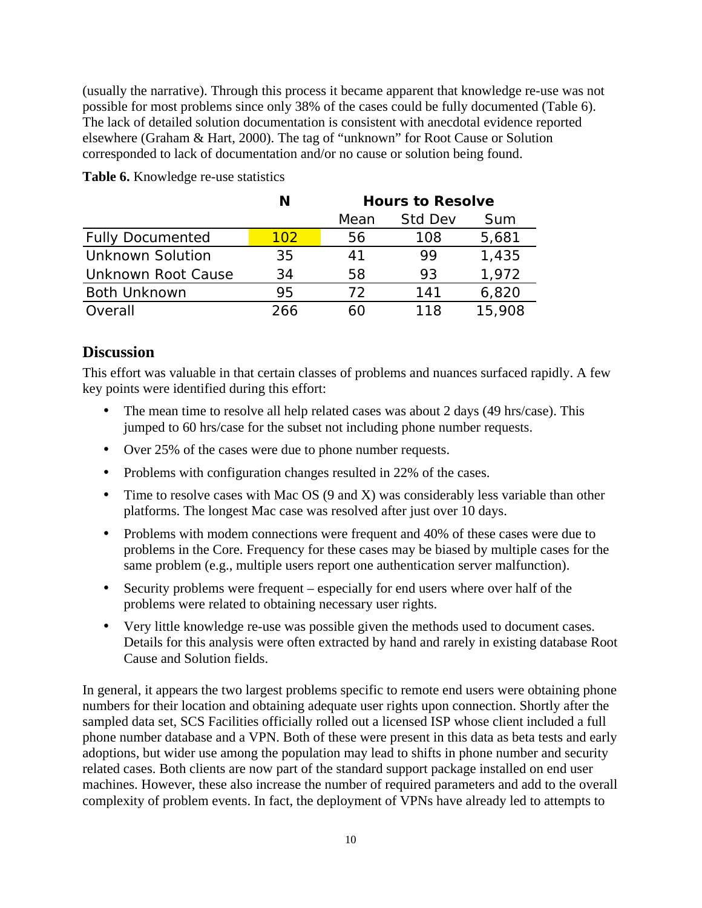(usually the narrative). Through this process it became apparent that knowledge re-use was not possible for most problems since only 38% of the cases could be fully documented (Table 6). The lack of detailed solution documentation is consistent with anecdotal evidence reported elsewhere (Graham & Hart, 2000). The tag of "unknown" for Root Cause or Solution corresponded to lack of documentation and/or no cause or solution being found.

**Table 6.** Knowledge re-use statistics

| | N | Hours to Resolve | | |
|---|---|---|---|---|
| | | Mean | Std Dev | Sum |
| Fully Documented | 102 | 56 | 108 | 5,681 |
| Unknown Solution | 35 | 41 | 99 | 1,435 |
| Unknown Root Cause | 34 | 58 | 93 | 1,972 |
| Both Unknown | 95 | 72 | 141 | 6,820 |
| Overall | 266 | 60 | 118 | 15,908 |

## Discussion

This effort was valuable in that certain classes of problems and nuances surfaced rapidly. A few key points were identified during this effort:

- The mean time to resolve all help related cases was about 2 days (49 hrs/case). This jumped to 60 hrs/case for the subset not including phone number requests.
- Over 25% of the cases were due to phone number requests.
- Problems with configuration changes resulted in 22% of the cases.
- Time to resolve cases with Mac OS (9 and X) was considerably less variable than other platforms. The longest Mac case was resolved after just over 10 days.
- Problems with modem connections were frequent and 40% of these cases were due to problems in the Core. Frequency for these cases may be biased by multiple cases for the same problem (e.g., multiple users report one authentication server malfunction).
- Security problems were frequent – especially for end users where over half of the problems were related to obtaining necessary user rights.
- Very little knowledge re-use was possible given the methods used to document cases. Details for this analysis were often extracted by hand and rarely in existing database Root Cause and Solution fields.

In general, it appears the two largest problems specific to remote end users were obtaining phone numbers for their location and obtaining adequate user rights upon connection. Shortly after the sampled data set, SCS Facilities officially rolled out a licensed ISP whose client included a full phone number database and a VPN. Both of these were present in this data as beta tests and early adoptions, but wider use among the population may lead to shifts in phone number and security related cases. Both clients are now part of the standard support package installed on end user machines. However, these also increase the number of required parameters and add to the overall complexity of problem events. In fact, the deployment of VPNs have already led to attempts to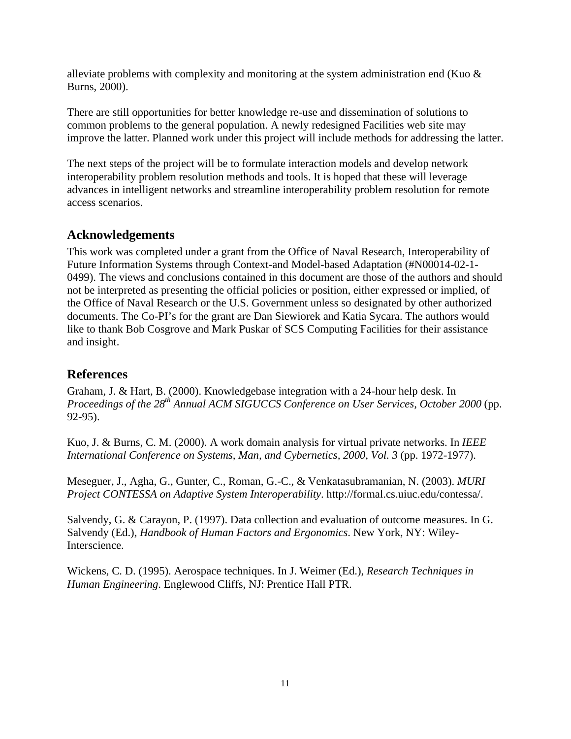alleviate problems with complexity and monitoring at the system administration end (Kuo & Burns, 2000).

There are still opportunities for better knowledge re-use and dissemination of solutions to common problems to the general population. A newly redesigned Facilities web site may improve the latter. Planned work under this project will include methods for addressing the latter.

The next steps of the project will be to formulate interaction models and develop network interoperability problem resolution methods and tools. It is hoped that these will leverage advances in intelligent networks and streamline interoperability problem resolution for remote access scenarios.

## Acknowledgements

This work was completed under a grant from the Office of Naval Research, Interoperability of Future Information Systems through Context-and Model-based Adaptation (#N00014-02-1-0499). The views and conclusions contained in this document are those of the authors and should not be interpreted as presenting the official policies or position, either expressed or implied, of the Office of Naval Research or the U.S. Government unless so designated by other authorized documents. The Co-PI's for the grant are Dan Siewiorek and Katia Sycara. The authors would like to thank Bob Cosgrove and Mark Puskar of SCS Computing Facilities for their assistance and insight.

## References

Graham, J. & Hart, B. (2000). Knowledgebase integration with a 24-hour help desk. In *Proceedings of the 28th Annual ACM SIGUCCS Conference on User Services, October 2000* (pp. 92-95).

Kuo, J. & Burns, C. M. (2000). A work domain analysis for virtual private networks. In *IEEE International Conference on Systems, Man, and Cybernetics, 2000, Vol. 3* (pp. 1972-1977).

Meseguer, J., Agha, G., Gunter, C., Roman, G.-C., & Venkatasubramanian, N. (2003). *MURI Project CONTESSA on Adaptive System Interoperability*. http://formal.cs.uiuc.edu/contessa/.

Salvendy, G. & Carayon, P. (1997). Data collection and evaluation of outcome measures. In G. Salvendy (Ed.), *Handbook of Human Factors and Ergonomics*. New York, NY: Wiley-Interscience.

Wickens, C. D. (1995). Aerospace techniques. In J. Weimer (Ed.), *Research Techniques in Human Engineering*. Englewood Cliffs, NJ: Prentice Hall PTR.